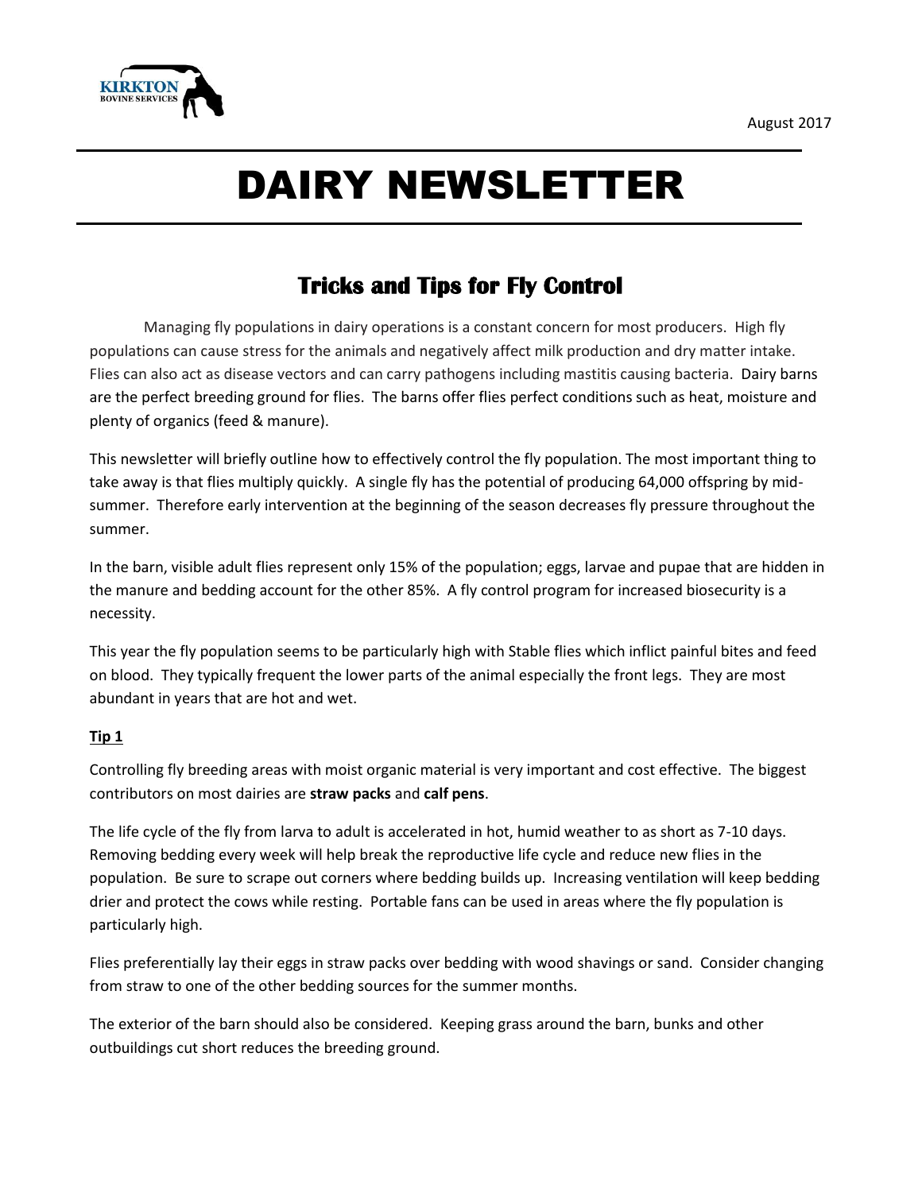KIRKTON
BOVINE SERVICES

August 2017

# DAIRY NEWSLETTER

## Tricks and Tips for Fly Control

Managing fly populations in dairy operations is a constant concern for most producers. High fly populations can cause stress for the animals and negatively affect milk production and dry matter intake. Flies can also act as disease vectors and can carry pathogens including mastitis causing bacteria. Dairy barns are the perfect breeding ground for flies. The barns offer flies perfect conditions such as heat, moisture and plenty of organics (feed & manure).

This newsletter will briefly outline how to effectively control the fly population. The most important thing to take away is that flies multiply quickly. A single fly has the potential of producing 64,000 offspring by mid-summer. Therefore early intervention at the beginning of the season decreases fly pressure throughout the summer.

In the barn, visible adult flies represent only 15% of the population; eggs, larvae and pupae that are hidden in the manure and bedding account for the other 85%. A fly control program for increased biosecurity is a necessity.

This year the fly population seems to be particularly high with Stable flies which inflict painful bites and feed on blood. They typically frequent the lower parts of the animal especially the front legs. They are most abundant in years that are hot and wet.

### Tip 1

Controlling fly breeding areas with moist organic material is very important and cost effective. The biggest contributors on most dairies are **straw packs** and **calf pens**.

The life cycle of the fly from larva to adult is accelerated in hot, humid weather to as short as 7-10 days. Removing bedding every week will help break the reproductive life cycle and reduce new flies in the population. Be sure to scrape out corners where bedding builds up. Increasing ventilation will keep bedding drier and protect the cows while resting. Portable fans can be used in areas where the fly population is particularly high.

Flies preferentially lay their eggs in straw packs over bedding with wood shavings or sand. Consider changing from straw to one of the other bedding sources for the summer months.

The exterior of the barn should also be considered. Keeping grass around the barn, bunks and other outbuildings cut short reduces the breeding ground.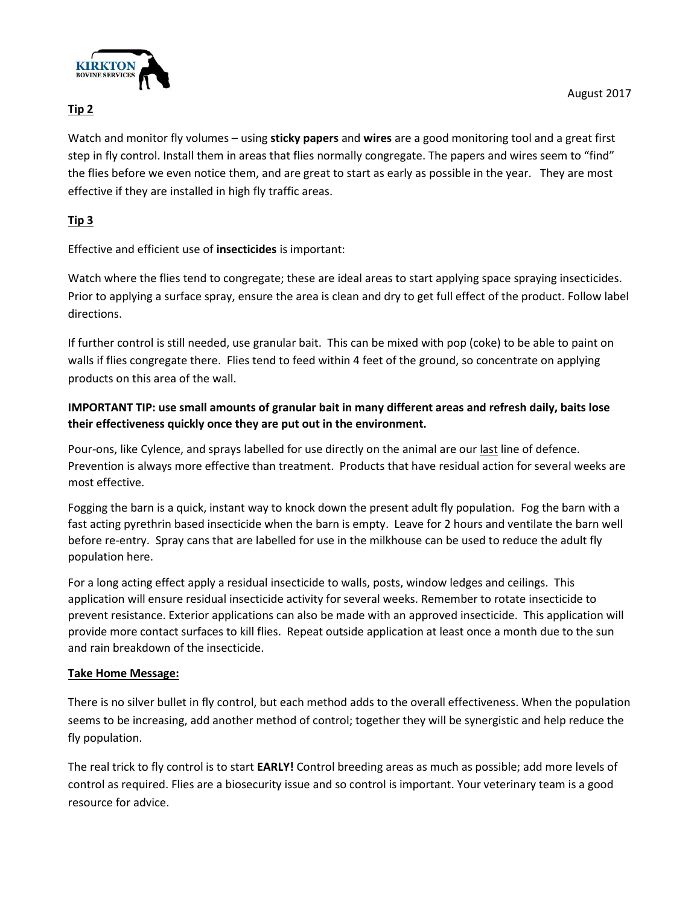August 2017

**Tip 2**

Watch and monitor fly volumes – using **sticky papers** and **wires** are a good monitoring tool and a great first step in fly control. Install them in areas that flies normally congregate. The papers and wires seem to "find" the flies before we even notice them, and are great to start as early as possible in the year. They are most effective if they are installed in high fly traffic areas.

**Tip 3**

Effective and efficient use of **insecticides** is important:

Watch where the flies tend to congregate; these are ideal areas to start applying space spraying insecticides. Prior to applying a surface spray, ensure the area is clean and dry to get full effect of the product. Follow label directions.

If further control is still needed, use granular bait. This can be mixed with pop (coke) to be able to paint on walls if flies congregate there. Flies tend to feed within 4 feet of the ground, so concentrate on applying products on this area of the wall.

**IMPORTANT TIP: use small amounts of granular bait in many different areas and refresh daily, baits lose their effectiveness quickly once they are put out in the environment.**

Pour-ons, like Cylence, and sprays labelled for use directly on the animal are our last line of defence. Prevention is always more effective than treatment. Products that have residual action for several weeks are most effective.

Fogging the barn is a quick, instant way to knock down the present adult fly population. Fog the barn with a fast acting pyrethrin based insecticide when the barn is empty. Leave for 2 hours and ventilate the barn well before re-entry. Spray cans that are labelled for use in the milkhouse can be used to reduce the adult fly population here.

For a long acting effect apply a residual insecticide to walls, posts, window ledges and ceilings. This application will ensure residual insecticide activity for several weeks. Remember to rotate insecticide to prevent resistance. Exterior applications can also be made with an approved insecticide. This application will provide more contact surfaces to kill flies. Repeat outside application at least once a month due to the sun and rain breakdown of the insecticide.

**Take Home Message:**

There is no silver bullet in fly control, but each method adds to the overall effectiveness. When the population seems to be increasing, add another method of control; together they will be synergistic and help reduce the fly population.

The real trick to fly control is to start **EARLY!** Control breeding areas as much as possible; add more levels of control as required. Flies are a biosecurity issue and so control is important. Your veterinary team is a good resource for advice.